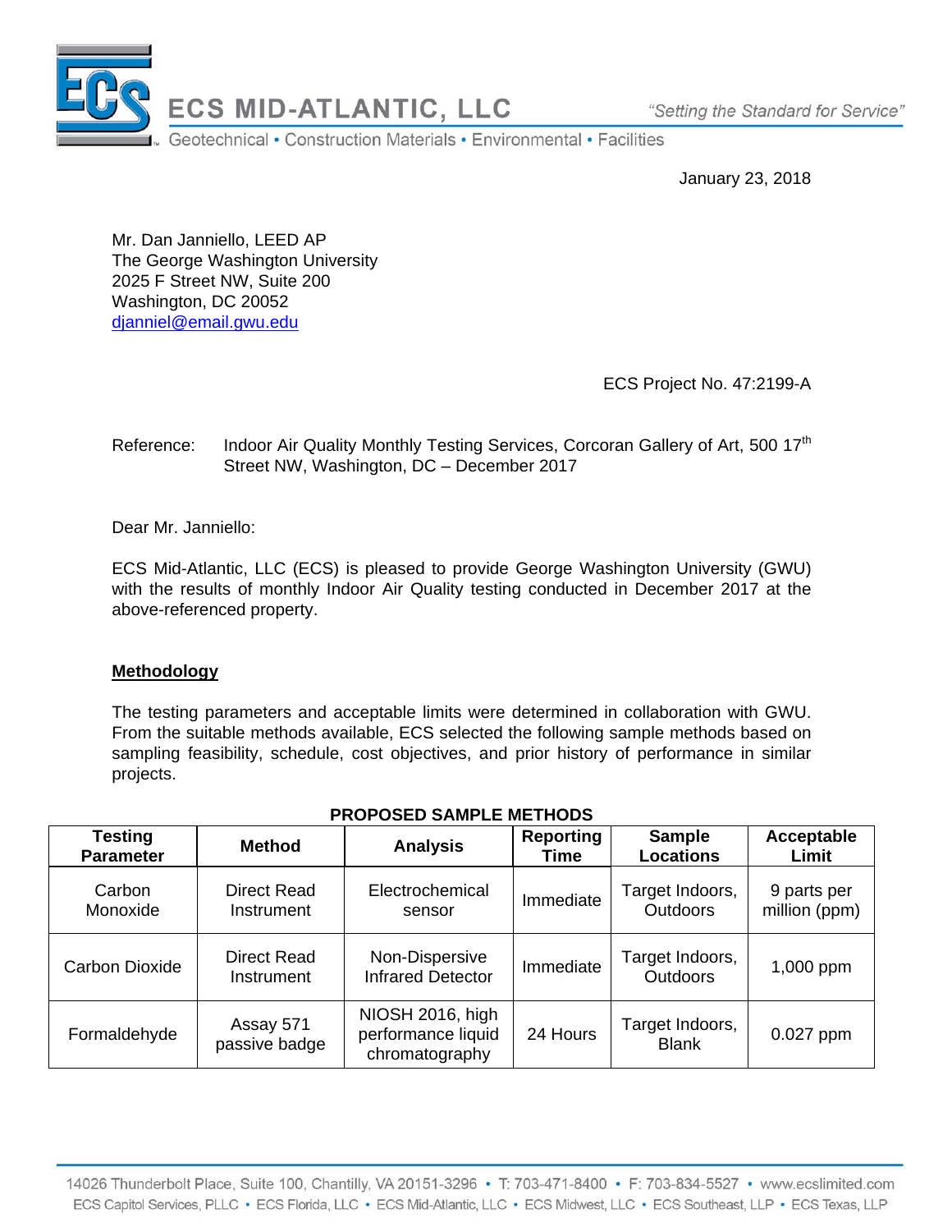ECS MID-ATLANTIC, LLC

*"Setting the Standard for Service"*

Geotechnical • Construction Materials • Environmental • Facilities

January 23, 2018

Mr. Dan Janniello, LEED AP
The George Washington University
2025 F Street NW, Suite 200
Washington, DC 20052
djanniel@email.gwu.edu

ECS Project No. 47:2199-A

Reference: Indoor Air Quality Monthly Testing Services, Corcoran Gallery of Art, 500 17th Street NW, Washington, DC – December 2017

Dear Mr. Janniello:

ECS Mid-Atlantic, LLC (ECS) is pleased to provide George Washington University (GWU) with the results of monthly Indoor Air Quality testing conducted in December 2017 at the above-referenced property.

## Methodology

The testing parameters and acceptable limits were determined in collaboration with GWU. From the suitable methods available, ECS selected the following sample methods based on sampling feasibility, schedule, cost objectives, and prior history of performance in similar projects.

**PROPOSED SAMPLE METHODS**

| Testing Parameter | Method | Analysis | Reporting Time | Sample Locations | Acceptable Limit |
|---|---|---|---|---|---|
| Carbon Monoxide | Direct Read Instrument | Electrochemical sensor | Immediate | Target Indoors, Outdoors | 9 parts per million (ppm) |
| Carbon Dioxide | Direct Read Instrument | Non-Dispersive Infrared Detector | Immediate | Target Indoors, Outdoors | 1,000 ppm |
| Formaldehyde | Assay 571 passive badge | NIOSH 2016, high performance liquid chromatography | 24 Hours | Target Indoors, Blank | 0.027 ppm |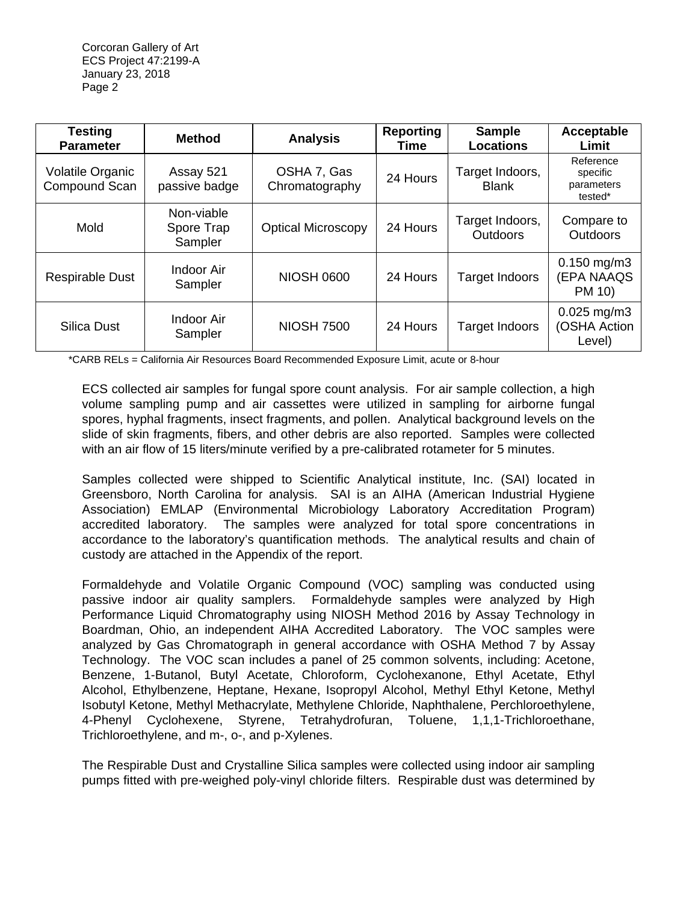| Testing Parameter | Method | Analysis | Reporting Time | Sample Locations | Acceptable Limit |
|---|---|---|---|---|---|
| Volatile Organic Compound Scan | Assay 521 passive badge | OSHA 7, Gas Chromatography | 24 Hours | Target Indoors, Blank | Reference specific parameters tested* |
| Mold | Non-viable Spore Trap Sampler | Optical Microscopy | 24 Hours | Target Indoors, Outdoors | Compare to Outdoors |
| Respirable Dust | Indoor Air Sampler | NIOSH 0600 | 24 Hours | Target Indoors | 0.150 mg/m3 (EPA NAAQS PM 10) |
| Silica Dust | Indoor Air Sampler | NIOSH 7500 | 24 Hours | Target Indoors | 0.025 mg/m3 (OSHA Action Level) |

*CARB RELs = California Air Resources Board Recommended Exposure Limit, acute or 8-hour

ECS collected air samples for fungal spore count analysis. For air sample collection, a high volume sampling pump and air cassettes were utilized in sampling for airborne fungal spores, hyphal fragments, insect fragments, and pollen. Analytical background levels on the slide of skin fragments, fibers, and other debris are also reported. Samples were collected with an air flow of 15 liters/minute verified by a pre-calibrated rotameter for 5 minutes.

Samples collected were shipped to Scientific Analytical institute, Inc. (SAI) located in Greensboro, North Carolina for analysis. SAI is an AIHA (American Industrial Hygiene Association) EMLAP (Environmental Microbiology Laboratory Accreditation Program) accredited laboratory. The samples were analyzed for total spore concentrations in accordance to the laboratory's quantification methods. The analytical results and chain of custody are attached in the Appendix of the report.

Formaldehyde and Volatile Organic Compound (VOC) sampling was conducted using passive indoor air quality samplers. Formaldehyde samples were analyzed by High Performance Liquid Chromatography using NIOSH Method 2016 by Assay Technology in Boardman, Ohio, an independent AIHA Accredited Laboratory. The VOC samples were analyzed by Gas Chromatograph in general accordance with OSHA Method 7 by Assay Technology. The VOC scan includes a panel of 25 common solvents, including: Acetone, Benzene, 1-Butanol, Butyl Acetate, Chloroform, Cyclohexanone, Ethyl Acetate, Ethyl Alcohol, Ethylbenzene, Heptane, Hexane, Isopropyl Alcohol, Methyl Ethyl Ketone, Methyl Isobutyl Ketone, Methyl Methacrylate, Methylene Chloride, Naphthalene, Perchloroethylene, 4-Phenyl Cyclohexene, Styrene, Tetrahydrofuran, Toluene, 1,1,1-Trichloroethane, Trichloroethylene, and m-, o-, and p-Xylenes.

The Respirable Dust and Crystalline Silica samples were collected using indoor air sampling pumps fitted with pre-weighed poly-vinyl chloride filters. Respirable dust was determined by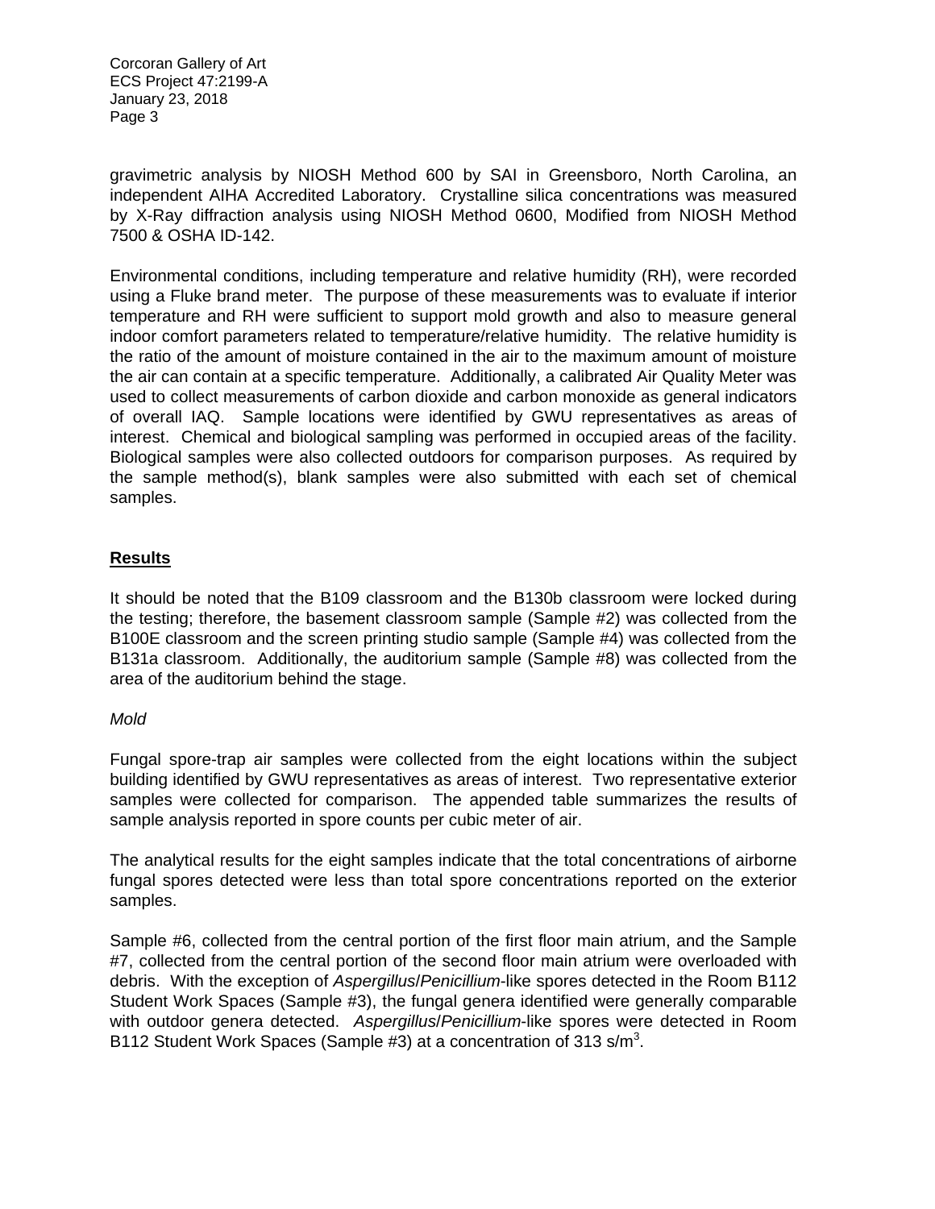gravimetric analysis by NIOSH Method 600 by SAI in Greensboro, North Carolina, an independent AIHA Accredited Laboratory. Crystalline silica concentrations was measured by X-Ray diffraction analysis using NIOSH Method 0600, Modified from NIOSH Method 7500 & OSHA ID-142.

Environmental conditions, including temperature and relative humidity (RH), were recorded using a Fluke brand meter. The purpose of these measurements was to evaluate if interior temperature and RH were sufficient to support mold growth and also to measure general indoor comfort parameters related to temperature/relative humidity. The relative humidity is the ratio of the amount of moisture contained in the air to the maximum amount of moisture the air can contain at a specific temperature. Additionally, a calibrated Air Quality Meter was used to collect measurements of carbon dioxide and carbon monoxide as general indicators of overall IAQ. Sample locations were identified by GWU representatives as areas of interest. Chemical and biological sampling was performed in occupied areas of the facility. Biological samples were also collected outdoors for comparison purposes. As required by the sample method(s), blank samples were also submitted with each set of chemical samples.

## Results

It should be noted that the B109 classroom and the B130b classroom were locked during the testing; therefore, the basement classroom sample (Sample #2) was collected from the B100E classroom and the screen printing studio sample (Sample #4) was collected from the B131a classroom. Additionally, the auditorium sample (Sample #8) was collected from the area of the auditorium behind the stage.

### *Mold*

Fungal spore-trap air samples were collected from the eight locations within the subject building identified by GWU representatives as areas of interest. Two representative exterior samples were collected for comparison. The appended table summarizes the results of sample analysis reported in spore counts per cubic meter of air.

The analytical results for the eight samples indicate that the total concentrations of airborne fungal spores detected were less than total spore concentrations reported on the exterior samples.

Sample #6, collected from the central portion of the first floor main atrium, and the Sample #7, collected from the central portion of the second floor main atrium were overloaded with debris. With the exception of *Aspergillus*/*Penicillium*-like spores detected in the Room B112 Student Work Spaces (Sample #3), the fungal genera identified were generally comparable with outdoor genera detected. *Aspergillus*/*Penicillium*-like spores were detected in Room B112 Student Work Spaces (Sample #3) at a concentration of 313 s/m$^3$.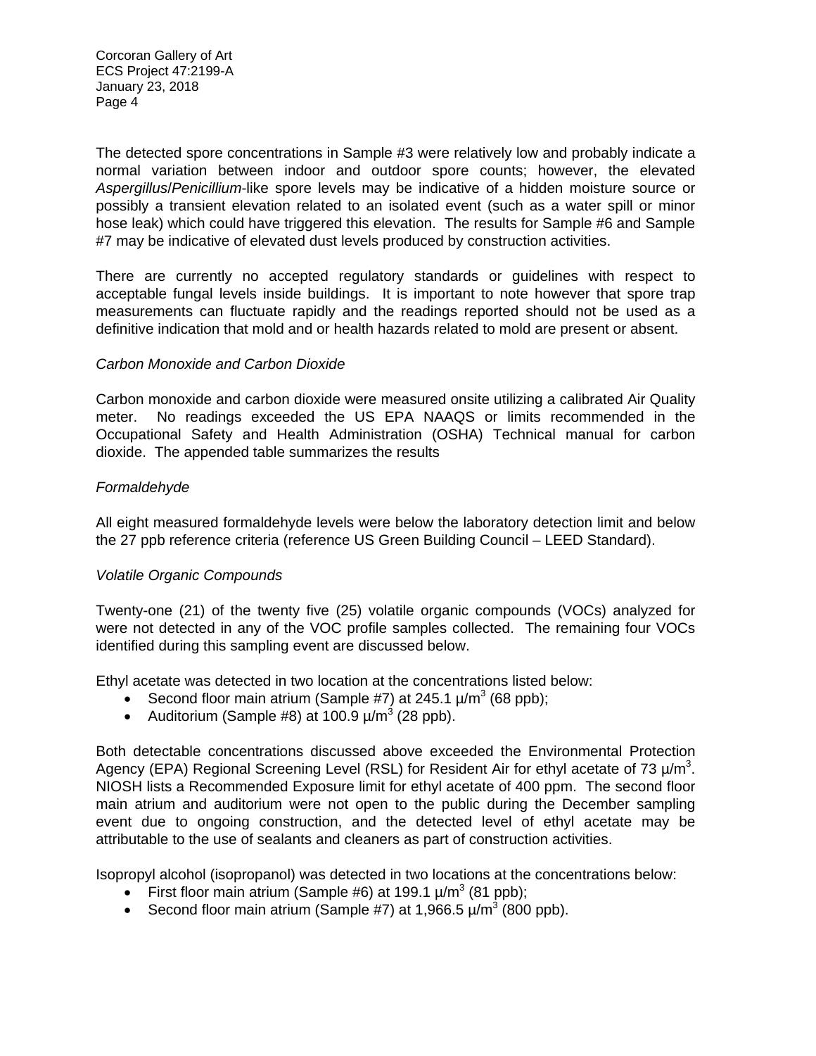The detected spore concentrations in Sample #3 were relatively low and probably indicate a normal variation between indoor and outdoor spore counts; however, the elevated *Aspergillus*/*Penicillium*-like spore levels may be indicative of a hidden moisture source or possibly a transient elevation related to an isolated event (such as a water spill or minor hose leak) which could have triggered this elevation. The results for Sample #6 and Sample #7 may be indicative of elevated dust levels produced by construction activities.

There are currently no accepted regulatory standards or guidelines with respect to acceptable fungal levels inside buildings. It is important to note however that spore trap measurements can fluctuate rapidly and the readings reported should not be used as a definitive indication that mold and or health hazards related to mold are present or absent.

*Carbon Monoxide and Carbon Dioxide*

Carbon monoxide and carbon dioxide were measured onsite utilizing a calibrated Air Quality meter. No readings exceeded the US EPA NAAQS or limits recommended in the Occupational Safety and Health Administration (OSHA) Technical manual for carbon dioxide. The appended table summarizes the results

*Formaldehyde*

All eight measured formaldehyde levels were below the laboratory detection limit and below the 27 ppb reference criteria (reference US Green Building Council – LEED Standard).

*Volatile Organic Compounds*

Twenty-one (21) of the twenty five (25) volatile organic compounds (VOCs) analyzed for were not detected in any of the VOC profile samples collected. The remaining four VOCs identified during this sampling event are discussed below.

Ethyl acetate was detected in two location at the concentrations listed below:

- Second floor main atrium (Sample #7) at 245.1 $\mu/m^3$ (68 ppb);
- Auditorium (Sample #8) at 100.9 $\mu/m^3$ (28 ppb).

Both detectable concentrations discussed above exceeded the Environmental Protection Agency (EPA) Regional Screening Level (RSL) for Resident Air for ethyl acetate of 73 $\mu/m^3$. NIOSH lists a Recommended Exposure limit for ethyl acetate of 400 ppm. The second floor main atrium and auditorium were not open to the public during the December sampling event due to ongoing construction, and the detected level of ethyl acetate may be attributable to the use of sealants and cleaners as part of construction activities.

Isopropyl alcohol (isopropanol) was detected in two locations at the concentrations below:

- First floor main atrium (Sample #6) at 199.1 $\mu/m^3$ (81 ppb);
- Second floor main atrium (Sample #7) at 1,966.5 $\mu/m^3$ (800 ppb).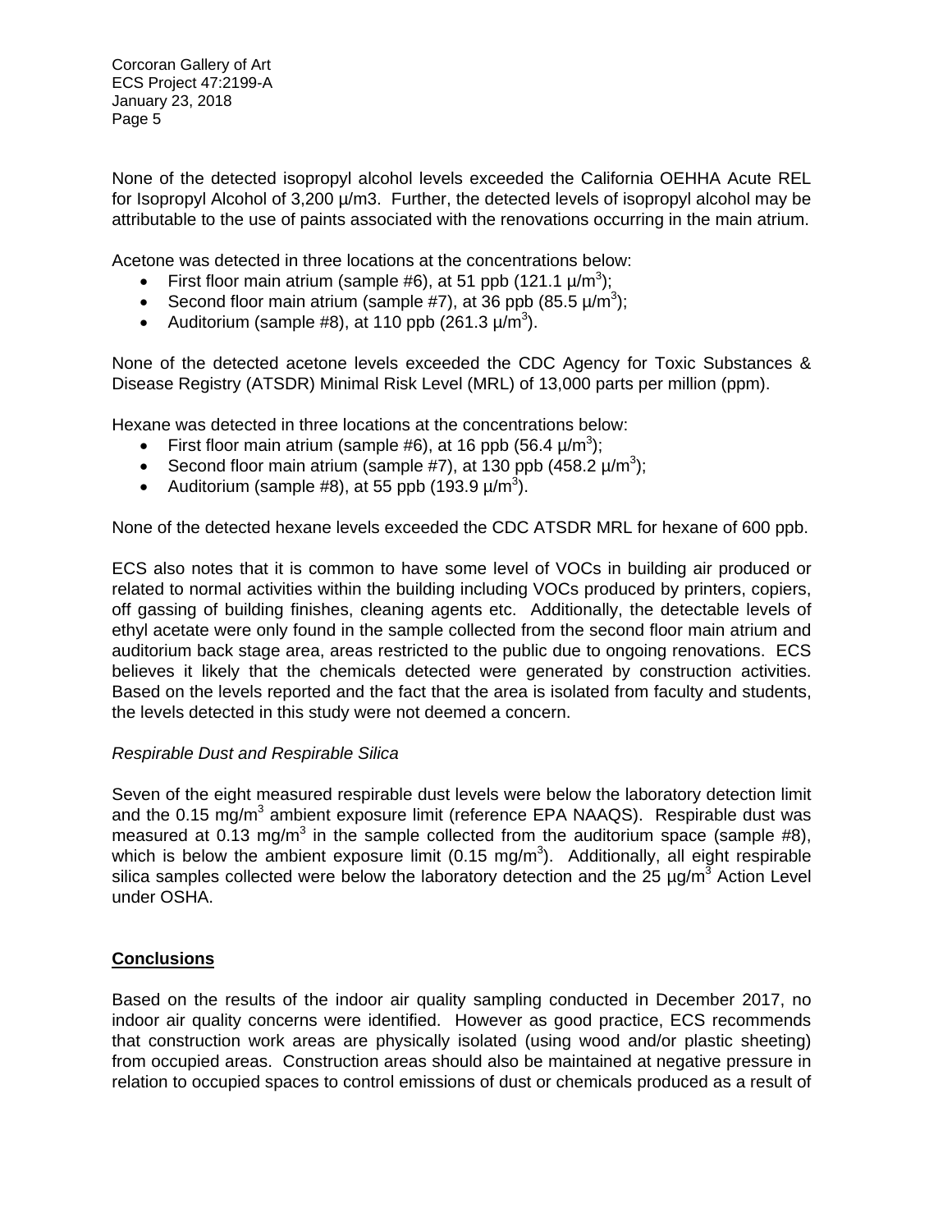None of the detected isopropyl alcohol levels exceeded the California OEHHA Acute REL for Isopropyl Alcohol of 3,200 µ/m3. Further, the detected levels of isopropyl alcohol may be attributable to the use of paints associated with the renovations occurring in the main atrium.

Acetone was detected in three locations at the concentrations below:

- First floor main atrium (sample #6), at 51 ppb (121.1 $\mu/m^3$);
- Second floor main atrium (sample #7), at 36 ppb (85.5 $\mu/m^3$);
- Auditorium (sample #8), at 110 ppb (261.3 $\mu/m^3$).

None of the detected acetone levels exceeded the CDC Agency for Toxic Substances & Disease Registry (ATSDR) Minimal Risk Level (MRL) of 13,000 parts per million (ppm).

Hexane was detected in three locations at the concentrations below:

- First floor main atrium (sample #6), at 16 ppb (56.4 $\mu/m^3$);
- Second floor main atrium (sample #7), at 130 ppb (458.2 $\mu/m^3$);
- Auditorium (sample #8), at 55 ppb (193.9 $\mu/m^3$).

None of the detected hexane levels exceeded the CDC ATSDR MRL for hexane of 600 ppb.

ECS also notes that it is common to have some level of VOCs in building air produced or related to normal activities within the building including VOCs produced by printers, copiers, off gassing of building finishes, cleaning agents etc. Additionally, the detectable levels of ethyl acetate were only found in the sample collected from the second floor main atrium and auditorium back stage area, areas restricted to the public due to ongoing renovations. ECS believes it likely that the chemicals detected were generated by construction activities. Based on the levels reported and the fact that the area is isolated from faculty and students, the levels detected in this study were not deemed a concern.

*Respirable Dust and Respirable Silica*

Seven of the eight measured respirable dust levels were below the laboratory detection limit and the 0.15 $mg/m^3$ ambient exposure limit (reference EPA NAAQS). Respirable dust was measured at 0.13 $mg/m^3$ in the sample collected from the auditorium space (sample #8), which is below the ambient exposure limit (0.15 $mg/m^3$). Additionally, all eight respirable silica samples collected were below the laboratory detection and the 25 $\mu g/m^3$ Action Level under OSHA.

## **Conclusions**

Based on the results of the indoor air quality sampling conducted in December 2017, no indoor air quality concerns were identified. However as good practice, ECS recommends that construction work areas are physically isolated (using wood and/or plastic sheeting) from occupied areas. Construction areas should also be maintained at negative pressure in relation to occupied spaces to control emissions of dust or chemicals produced as a result of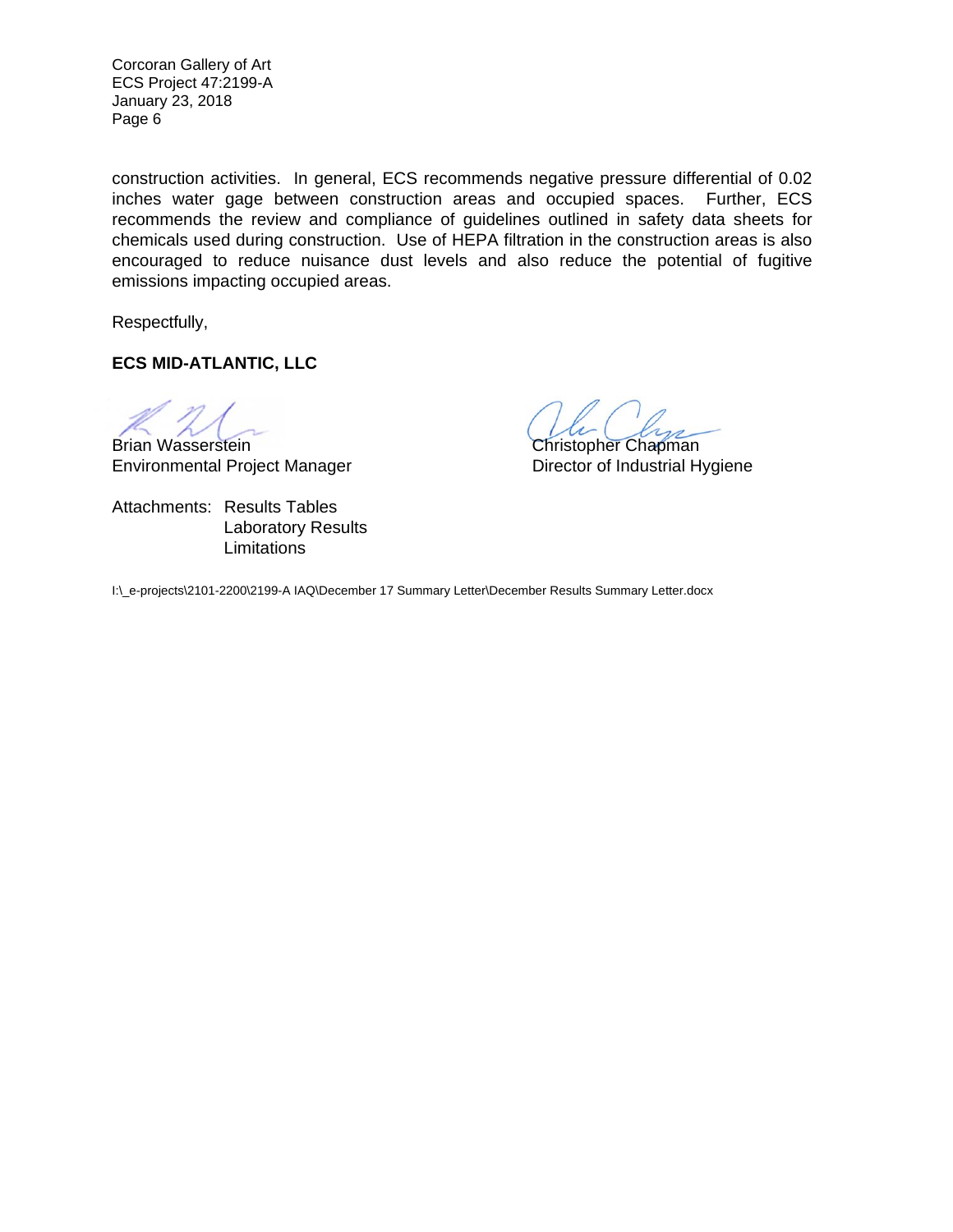construction activities. In general, ECS recommends negative pressure differential of 0.02 inches water gage between construction areas and occupied spaces. Further, ECS recommends the review and compliance of guidelines outlined in safety data sheets for chemicals used during construction. Use of HEPA filtration in the construction areas is also encouraged to reduce nuisance dust levels and also reduce the potential of fugitive emissions impacting occupied areas.

Respectfully,

**ECS MID-ATLANTIC, LLC**

Brian Wasserstein
Environmental Project Manager

Christopher Chapman
Director of Industrial Hygiene

Attachments: Results Tables
Laboratory Results
Limitations

I:\_e-projects\2101-2200\2199-A IAQ\December 17 Summary Letter\December Results Summary Letter.docx